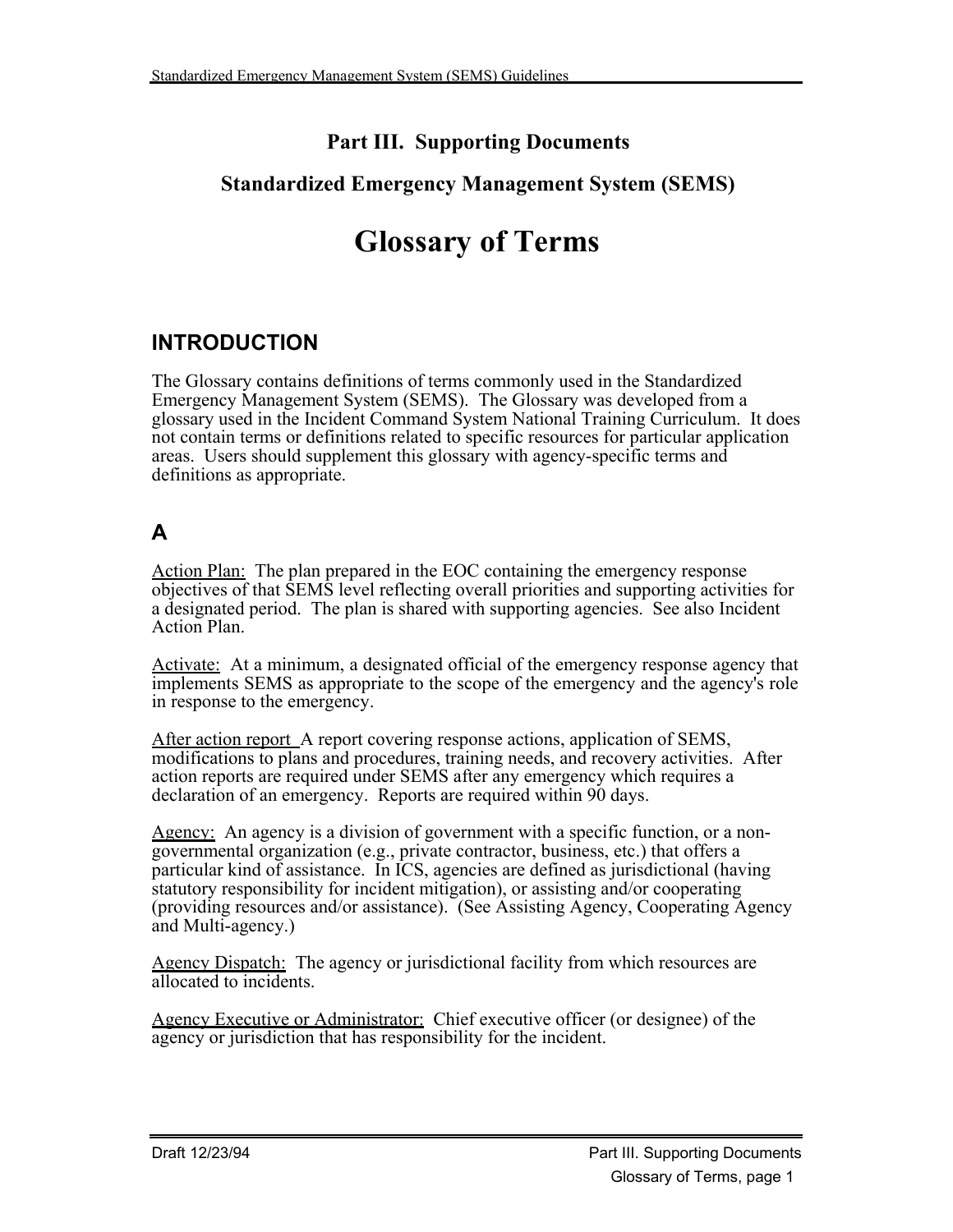# Part III. Supporting Documents

## Standardized Emergency Management System (SEMS)

# Glossary of Terms

## INTRODUCTION

The Glossary contains definitions of terms commonly used in the Standardized Emergency Management System (SEMS). The Glossary was developed from a glossary used in the Incident Command System National Training Curriculum. It does not contain terms or definitions related to specific resources for particular application areas. Users should supplement this glossary with agency-specific terms and definitions as appropriate.

## A

Action Plan: The plan prepared in the EOC containing the emergency response objectives of that SEMS level reflecting overall priorities and supporting activities for a designated period. The plan is shared with supporting agencies. See also Incident Action Plan.

Activate: At a minimum, a designated official of the emergency response agency that implements SEMS as appropriate to the scope of the emergency and the agency's role in response to the emergency.

After action report A report covering response actions, application of SEMS, modifications to plans and procedures, training needs, and recovery activities. After action reports are required under SEMS after any emergency which requires a declaration of an emergency. Reports are required within 90 days.

Agency: An agency is a division of government with a specific function, or a non-governmental organization (e.g., private contractor, business, etc.) that offers a particular kind of assistance. In ICS, agencies are defined as jurisdictional (having statutory responsibility for incident mitigation), or assisting and/or cooperating (providing resources and/or assistance). (See Assisting Agency, Cooperating Agency and Multi-agency.)

Agency Dispatch: The agency or jurisdictional facility from which resources are allocated to incidents.

Agency Executive or Administrator: Chief executive officer (or designee) of the agency or jurisdiction that has responsibility for the incident.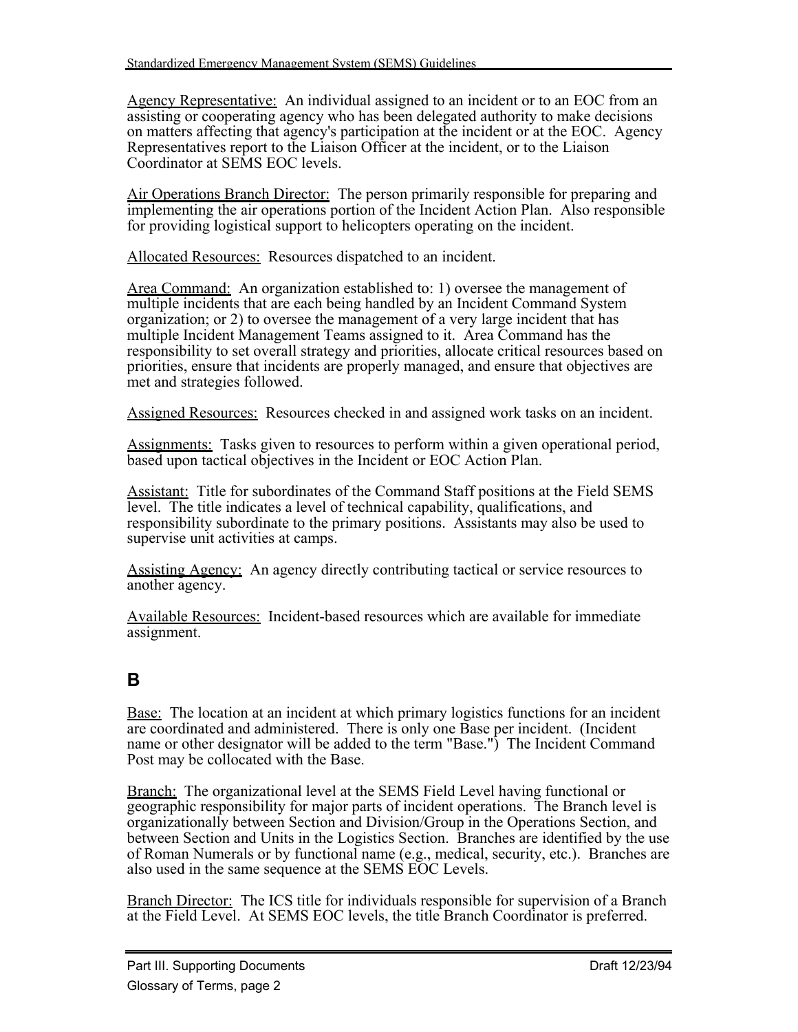Agency Representative: An individual assigned to an incident or to an EOC from an assisting or cooperating agency who has been delegated authority to make decisions on matters affecting that agency's participation at the incident or at the EOC. Agency Representatives report to the Liaison Officer at the incident, or to the Liaison Coordinator at SEMS EOC levels.

Air Operations Branch Director: The person primarily responsible for preparing and implementing the air operations portion of the Incident Action Plan. Also responsible for providing logistical support to helicopters operating on the incident.

Allocated Resources: Resources dispatched to an incident.

Area Command: An organization established to: 1) oversee the management of multiple incidents that are each being handled by an Incident Command System organization; or 2) to oversee the management of a very large incident that has multiple Incident Management Teams assigned to it. Area Command has the responsibility to set overall strategy and priorities, allocate critical resources based on priorities, ensure that incidents are properly managed, and ensure that objectives are met and strategies followed.

Assigned Resources: Resources checked in and assigned work tasks on an incident.

Assignments: Tasks given to resources to perform within a given operational period, based upon tactical objectives in the Incident or EOC Action Plan.

Assistant: Title for subordinates of the Command Staff positions at the Field SEMS level. The title indicates a level of technical capability, qualifications, and responsibility subordinate to the primary positions. Assistants may also be used to supervise unit activities at camps.

Assisting Agency: An agency directly contributing tactical or service resources to another agency.

Available Resources: Incident-based resources which are available for immediate assignment.

## B

Base: The location at an incident at which primary logistics functions for an incident are coordinated and administered. There is only one Base per incident. (Incident name or other designator will be added to the term "Base.") The Incident Command Post may be collocated with the Base.

Branch: The organizational level at the SEMS Field Level having functional or geographic responsibility for major parts of incident operations. The Branch level is organizationally between Section and Division/Group in the Operations Section, and between Section and Units in the Logistics Section. Branches are identified by the use of Roman Numerals or by functional name (e.g., medical, security, etc.). Branches are also used in the same sequence at the SEMS EOC Levels.

Branch Director: The ICS title for individuals responsible for supervision of a Branch at the Field Level. At SEMS EOC levels, the title Branch Coordinator is preferred.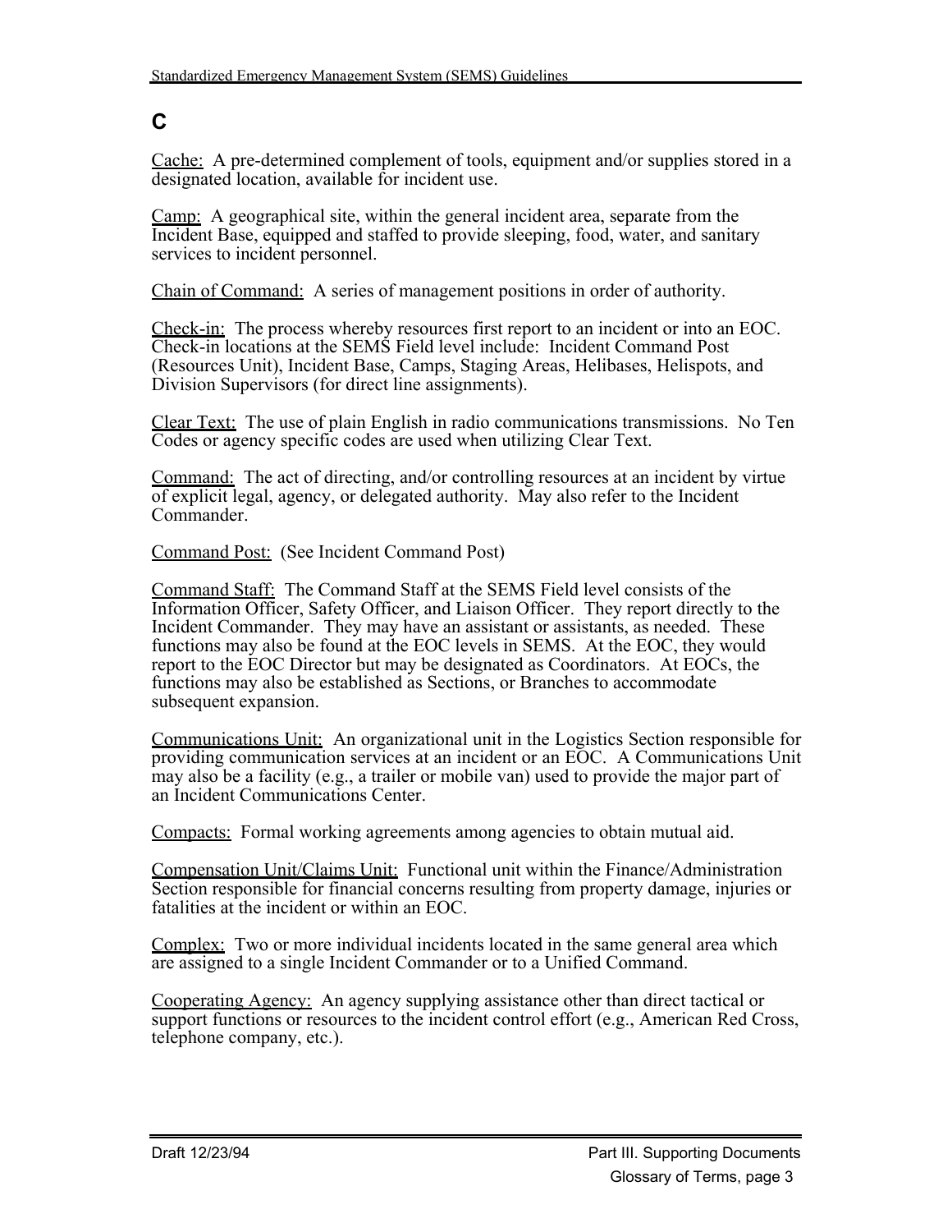# C

Cache: A pre-determined complement of tools, equipment and/or supplies stored in a designated location, available for incident use.

Camp: A geographical site, within the general incident area, separate from the Incident Base, equipped and staffed to provide sleeping, food, water, and sanitary services to incident personnel.

Chain of Command: A series of management positions in order of authority.

Check-in: The process whereby resources first report to an incident or into an EOC. Check-in locations at the SEMS Field level include: Incident Command Post (Resources Unit), Incident Base, Camps, Staging Areas, Helibases, Helispots, and Division Supervisors (for direct line assignments).

Clear Text: The use of plain English in radio communications transmissions. No Ten Codes or agency specific codes are used when utilizing Clear Text.

Command: The act of directing, and/or controlling resources at an incident by virtue of explicit legal, agency, or delegated authority. May also refer to the Incident Commander.

Command Post: (See Incident Command Post)

Command Staff: The Command Staff at the SEMS Field level consists of the Information Officer, Safety Officer, and Liaison Officer. They report directly to the Incident Commander. They may have an assistant or assistants, as needed. These functions may also be found at the EOC levels in SEMS. At the EOC, they would report to the EOC Director but may be designated as Coordinators. At EOCs, the functions may also be established as Sections, or Branches to accommodate subsequent expansion.

Communications Unit: An organizational unit in the Logistics Section responsible for providing communication services at an incident or an EOC. A Communications Unit may also be a facility (e.g., a trailer or mobile van) used to provide the major part of an Incident Communications Center.

Compacts: Formal working agreements among agencies to obtain mutual aid.

Compensation Unit/Claims Unit: Functional unit within the Finance/Administration Section responsible for financial concerns resulting from property damage, injuries or fatalities at the incident or within an EOC.

Complex: Two or more individual incidents located in the same general area which are assigned to a single Incident Commander or to a Unified Command.

Cooperating Agency: An agency supplying assistance other than direct tactical or support functions or resources to the incident control effort (e.g., American Red Cross, telephone company, etc.).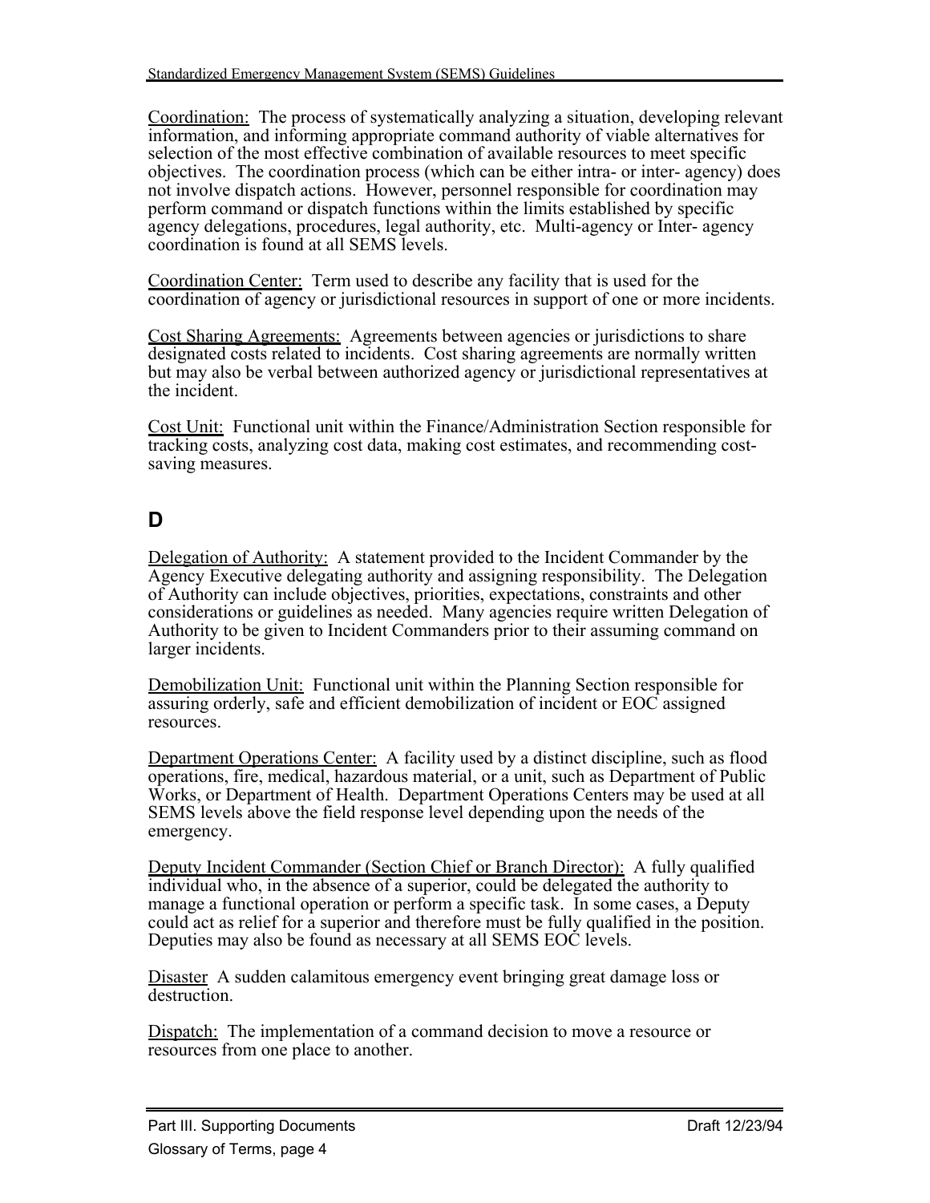Coordination: The process of systematically analyzing a situation, developing relevant information, and informing appropriate command authority of viable alternatives for selection of the most effective combination of available resources to meet specific objectives. The coordination process (which can be either intra- or inter- agency) does not involve dispatch actions. However, personnel responsible for coordination may perform command or dispatch functions within the limits established by specific agency delegations, procedures, legal authority, etc. Multi-agency or Inter- agency coordination is found at all SEMS levels.

Coordination Center: Term used to describe any facility that is used for the coordination of agency or jurisdictional resources in support of one or more incidents.

Cost Sharing Agreements: Agreements between agencies or jurisdictions to share designated costs related to incidents. Cost sharing agreements are normally written but may also be verbal between authorized agency or jurisdictional representatives at the incident.

Cost Unit: Functional unit within the Finance/Administration Section responsible for tracking costs, analyzing cost data, making cost estimates, and recommending cost-saving measures.

## D

Delegation of Authority: A statement provided to the Incident Commander by the Agency Executive delegating authority and assigning responsibility. The Delegation of Authority can include objectives, priorities, expectations, constraints and other considerations or guidelines as needed. Many agencies require written Delegation of Authority to be given to Incident Commanders prior to their assuming command on larger incidents.

Demobilization Unit: Functional unit within the Planning Section responsible for assuring orderly, safe and efficient demobilization of incident or EOC assigned resources.

Department Operations Center: A facility used by a distinct discipline, such as flood operations, fire, medical, hazardous material, or a unit, such as Department of Public Works, or Department of Health. Department Operations Centers may be used at all SEMS levels above the field response level depending upon the needs of the emergency.

Deputy Incident Commander (Section Chief or Branch Director): A fully qualified individual who, in the absence of a superior, could be delegated the authority to manage a functional operation or perform a specific task. In some cases, a Deputy could act as relief for a superior and therefore must be fully qualified in the position. Deputies may also be found as necessary at all SEMS EOC levels.

Disaster A sudden calamitous emergency event bringing great damage loss or destruction.

Dispatch: The implementation of a command decision to move a resource or resources from one place to another.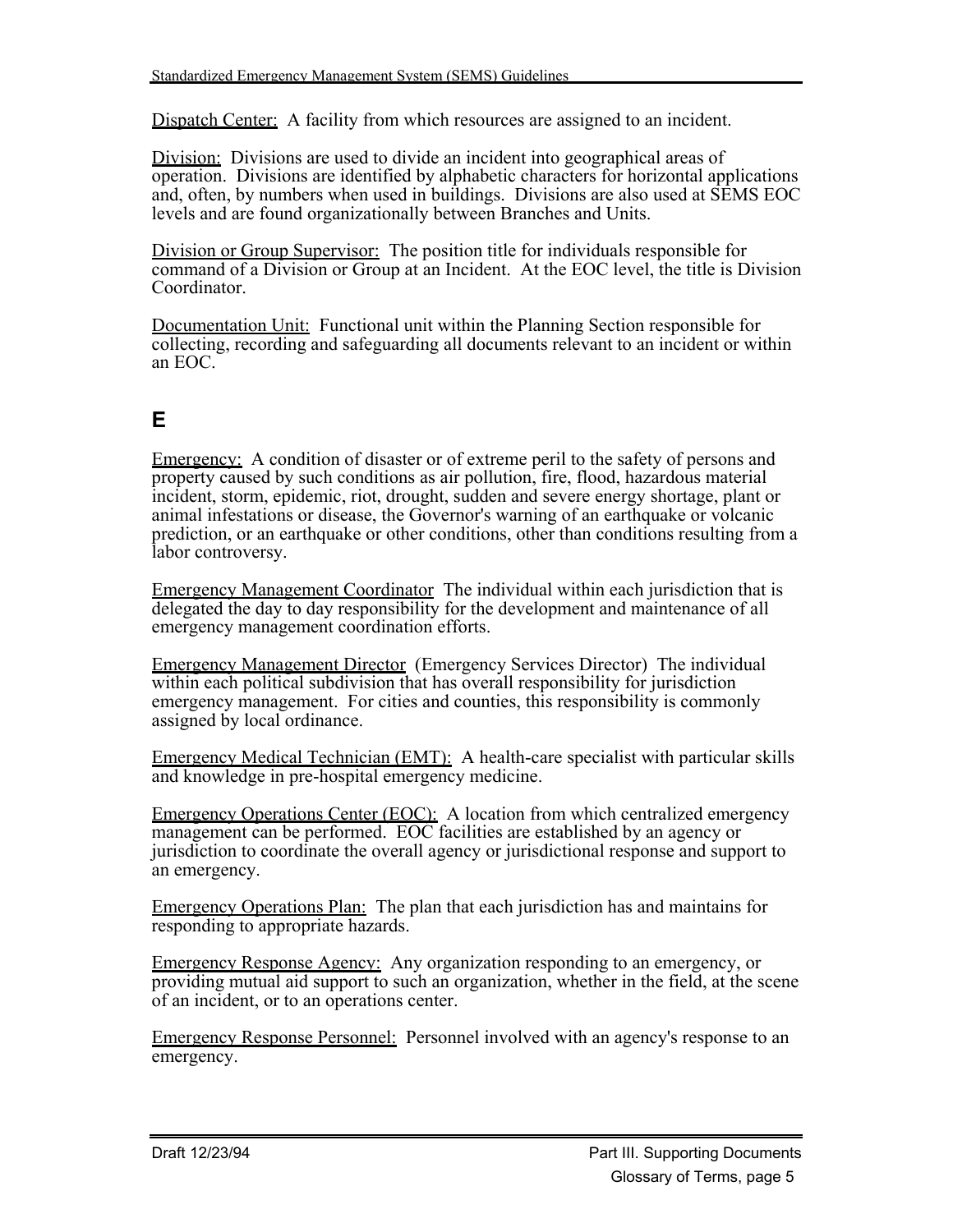Dispatch Center: A facility from which resources are assigned to an incident.

Division: Divisions are used to divide an incident into geographical areas of operation. Divisions are identified by alphabetic characters for horizontal applications and, often, by numbers when used in buildings. Divisions are also used at SEMS EOC levels and are found organizationally between Branches and Units.

Division or Group Supervisor: The position title for individuals responsible for command of a Division or Group at an Incident. At the EOC level, the title is Division Coordinator.

Documentation Unit: Functional unit within the Planning Section responsible for collecting, recording and safeguarding all documents relevant to an incident or within an EOC.

## E

Emergency: A condition of disaster or of extreme peril to the safety of persons and property caused by such conditions as air pollution, fire, flood, hazardous material incident, storm, epidemic, riot, drought, sudden and severe energy shortage, plant or animal infestations or disease, the Governor's warning of an earthquake or volcanic prediction, or an earthquake or other conditions, other than conditions resulting from a labor controversy.

Emergency Management Coordinator The individual within each jurisdiction that is delegated the day to day responsibility for the development and maintenance of all emergency management coordination efforts.

Emergency Management Director (Emergency Services Director) The individual within each political subdivision that has overall responsibility for jurisdiction emergency management. For cities and counties, this responsibility is commonly assigned by local ordinance.

Emergency Medical Technician (EMT): A health-care specialist with particular skills and knowledge in pre-hospital emergency medicine.

Emergency Operations Center (EOC): A location from which centralized emergency management can be performed. EOC facilities are established by an agency or jurisdiction to coordinate the overall agency or jurisdictional response and support to an emergency.

Emergency Operations Plan: The plan that each jurisdiction has and maintains for responding to appropriate hazards.

Emergency Response Agency: Any organization responding to an emergency, or providing mutual aid support to such an organization, whether in the field, at the scene of an incident, or to an operations center.

Emergency Response Personnel: Personnel involved with an agency's response to an emergency.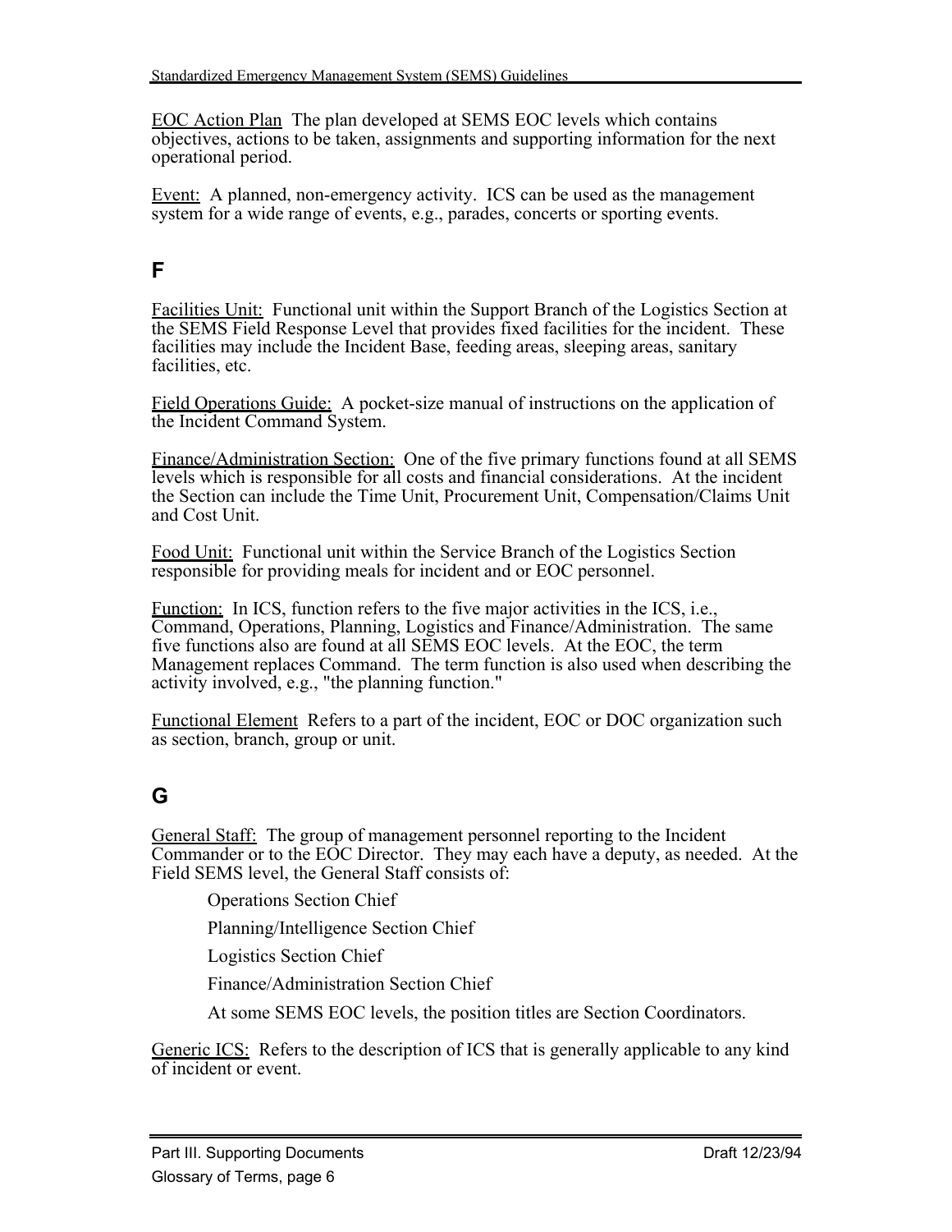EOC Action Plan  The plan developed at SEMS EOC levels which contains objectives, actions to be taken, assignments and supporting information for the next operational period.

Event:  A planned, non-emergency activity.  ICS can be used as the management system for a wide range of events, e.g., parades, concerts or sporting events.

## F

Facilities Unit:  Functional unit within the Support Branch of the Logistics Section at the SEMS Field Response Level that provides fixed facilities for the incident.  These facilities may include the Incident Base, feeding areas, sleeping areas, sanitary facilities, etc.

Field Operations Guide:  A pocket-size manual of instructions on the application of the Incident Command System.

Finance/Administration Section:  One of the five primary functions found at all SEMS levels which is responsible for all costs and financial considerations.  At the incident the Section can include the Time Unit, Procurement Unit, Compensation/Claims Unit and Cost Unit.

Food Unit:  Functional unit within the Service Branch of the Logistics Section responsible for providing meals for incident and or EOC personnel.

Function:  In ICS, function refers to the five major activities in the ICS, i.e., Command, Operations, Planning, Logistics and Finance/Administration.  The same five functions also are found at all SEMS EOC levels.  At the EOC, the term Management replaces Command.  The term function is also used when describing the activity involved, e.g., "the planning function."

Functional Element  Refers to a part of the incident, EOC or DOC organization such as section, branch, group or unit.

## G

General Staff:  The group of management personnel reporting to the Incident Commander or to the EOC Director.  They may each have a deputy, as needed.  At the Field SEMS level, the General Staff consists of:

Operations Section Chief

Planning/Intelligence Section Chief

Logistics Section Chief

Finance/Administration Section Chief

At some SEMS EOC levels, the position titles are Section Coordinators.

Generic ICS:  Refers to the description of ICS that is generally applicable to any kind of incident or event.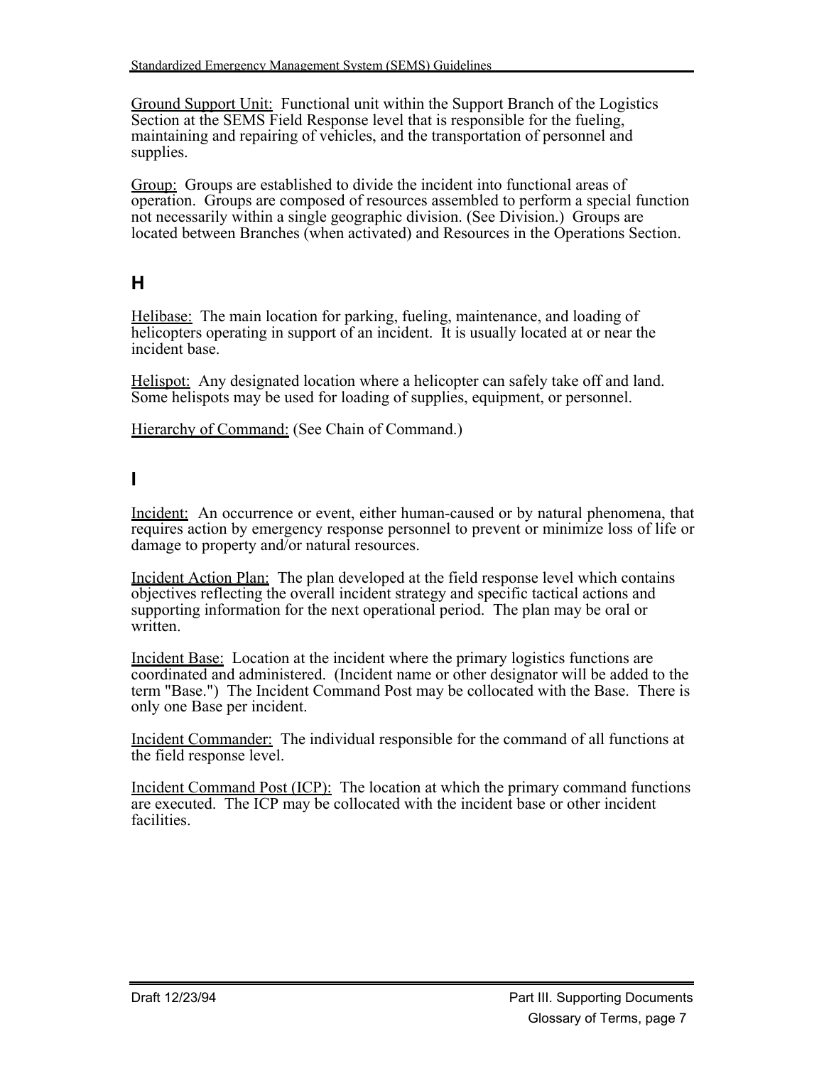Ground Support Unit: Functional unit within the Support Branch of the Logistics Section at the SEMS Field Response level that is responsible for the fueling, maintaining and repairing of vehicles, and the transportation of personnel and supplies.

Group: Groups are established to divide the incident into functional areas of operation. Groups are composed of resources assembled to perform a special function not necessarily within a single geographic division. (See Division.) Groups are located between Branches (when activated) and Resources in the Operations Section.

## H

Helibase: The main location for parking, fueling, maintenance, and loading of helicopters operating in support of an incident. It is usually located at or near the incident base.

Helispot: Any designated location where a helicopter can safely take off and land. Some helispots may be used for loading of supplies, equipment, or personnel.

Hierarchy of Command: (See Chain of Command.)

## I

Incident: An occurrence or event, either human-caused or by natural phenomena, that requires action by emergency response personnel to prevent or minimize loss of life or damage to property and/or natural resources.

Incident Action Plan: The plan developed at the field response level which contains objectives reflecting the overall incident strategy and specific tactical actions and supporting information for the next operational period. The plan may be oral or written.

Incident Base: Location at the incident where the primary logistics functions are coordinated and administered. (Incident name or other designator will be added to the term "Base.") The Incident Command Post may be collocated with the Base. There is only one Base per incident.

Incident Commander: The individual responsible for the command of all functions at the field response level.

Incident Command Post (ICP): The location at which the primary command functions are executed. The ICP may be collocated with the incident base or other incident facilities.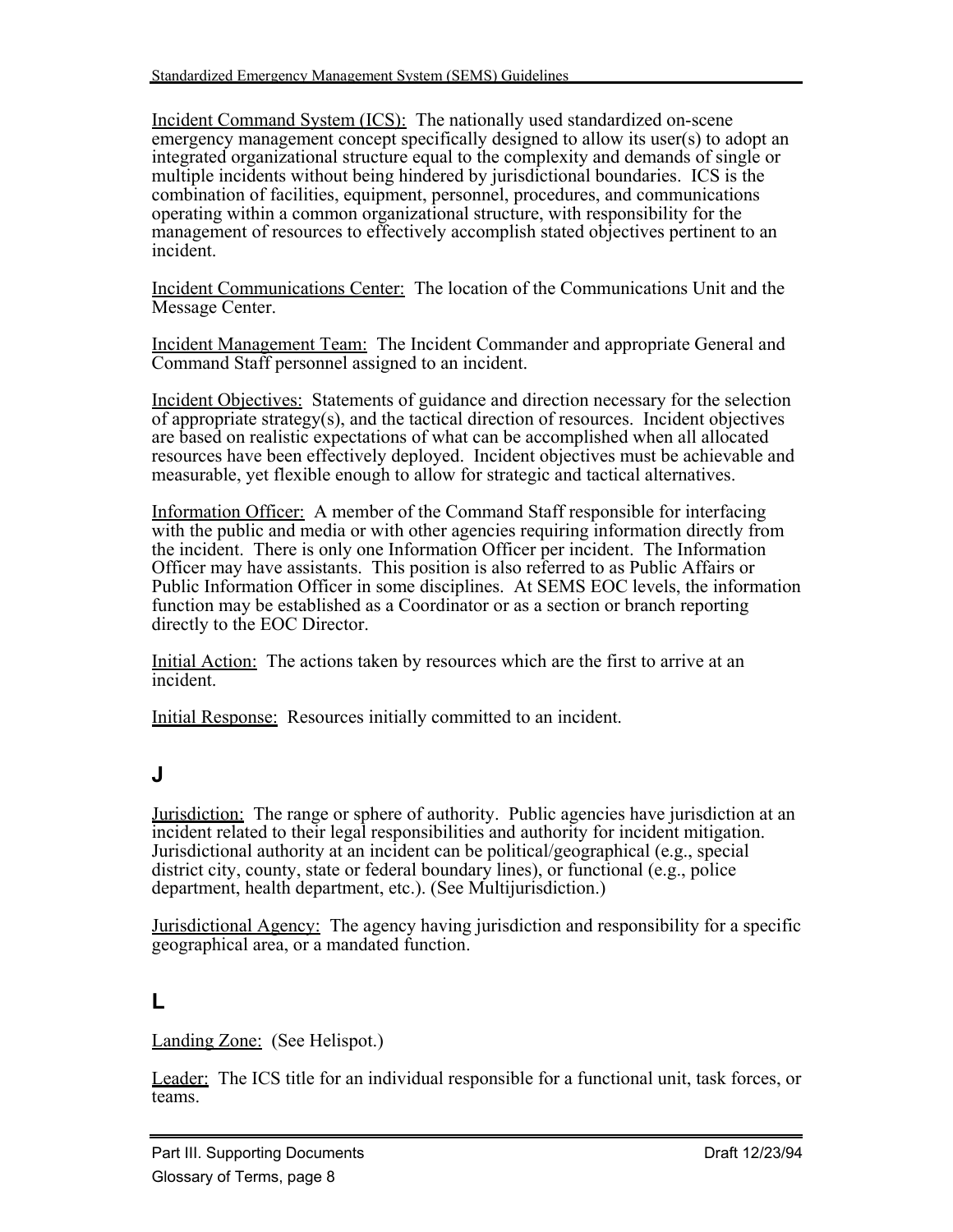Incident Command System (ICS): The nationally used standardized on-scene emergency management concept specifically designed to allow its user(s) to adopt an integrated organizational structure equal to the complexity and demands of single or multiple incidents without being hindered by jurisdictional boundaries. ICS is the combination of facilities, equipment, personnel, procedures, and communications operating within a common organizational structure, with responsibility for the management of resources to effectively accomplish stated objectives pertinent to an incident.

Incident Communications Center: The location of the Communications Unit and the Message Center.

Incident Management Team: The Incident Commander and appropriate General and Command Staff personnel assigned to an incident.

Incident Objectives: Statements of guidance and direction necessary for the selection of appropriate strategy(s), and the tactical direction of resources. Incident objectives are based on realistic expectations of what can be accomplished when all allocated resources have been effectively deployed. Incident objectives must be achievable and measurable, yet flexible enough to allow for strategic and tactical alternatives.

Information Officer: A member of the Command Staff responsible for interfacing with the public and media or with other agencies requiring information directly from the incident. There is only one Information Officer per incident. The Information Officer may have assistants. This position is also referred to as Public Affairs or Public Information Officer in some disciplines. At SEMS EOC levels, the information function may be established as a Coordinator or as a section or branch reporting directly to the EOC Director.

Initial Action: The actions taken by resources which are the first to arrive at an incident.

Initial Response: Resources initially committed to an incident.

## J

Jurisdiction: The range or sphere of authority. Public agencies have jurisdiction at an incident related to their legal responsibilities and authority for incident mitigation. Jurisdictional authority at an incident can be political/geographical (e.g., special district city, county, state or federal boundary lines), or functional (e.g., police department, health department, etc.). (See Multijurisdiction.)

Jurisdictional Agency: The agency having jurisdiction and responsibility for a specific geographical area, or a mandated function.

## L

Landing Zone: (See Helispot.)

Leader: The ICS title for an individual responsible for a functional unit, task forces, or teams.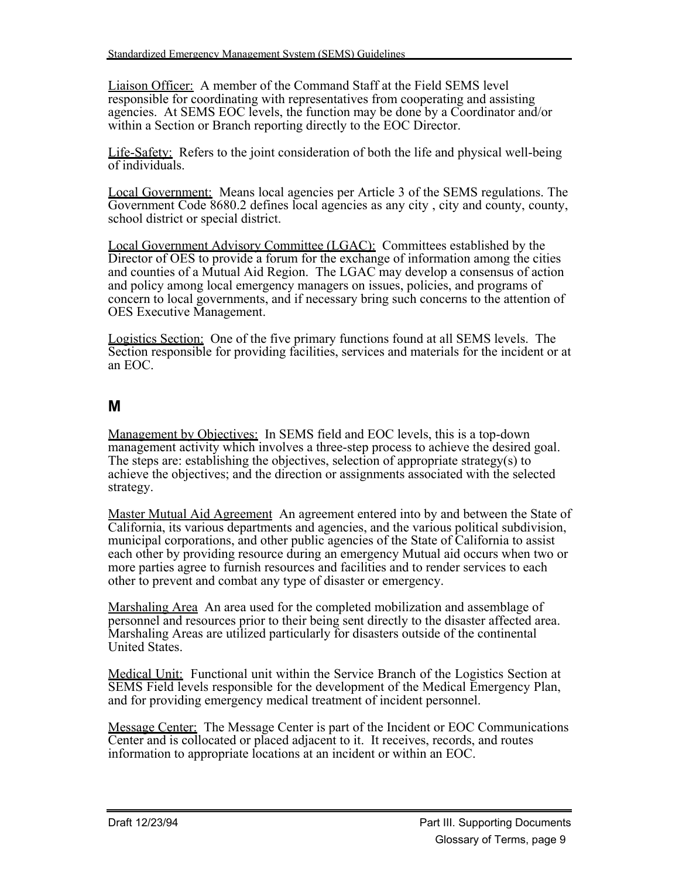Liaison Officer: A member of the Command Staff at the Field SEMS level responsible for coordinating with representatives from cooperating and assisting agencies. At SEMS EOC levels, the function may be done by a Coordinator and/or within a Section or Branch reporting directly to the EOC Director.

Life-Safety: Refers to the joint consideration of both the life and physical well-being of individuals.

Local Government: Means local agencies per Article 3 of the SEMS regulations. The Government Code 8680.2 defines local agencies as any city , city and county, county, school district or special district.

Local Government Advisory Committee (LGAC): Committees established by the Director of OES to provide a forum for the exchange of information among the cities and counties of a Mutual Aid Region. The LGAC may develop a consensus of action and policy among local emergency managers on issues, policies, and programs of concern to local governments, and if necessary bring such concerns to the attention of OES Executive Management.

Logistics Section: One of the five primary functions found at all SEMS levels. The Section responsible for providing facilities, services and materials for the incident or at an EOC.

## M

Management by Objectives: In SEMS field and EOC levels, this is a top-down management activity which involves a three-step process to achieve the desired goal. The steps are: establishing the objectives, selection of appropriate strategy(s) to achieve the objectives; and the direction or assignments associated with the selected strategy.

Master Mutual Aid Agreement An agreement entered into by and between the State of California, its various departments and agencies, and the various political subdivision, municipal corporations, and other public agencies of the State of California to assist each other by providing resource during an emergency Mutual aid occurs when two or more parties agree to furnish resources and facilities and to render services to each other to prevent and combat any type of disaster or emergency.

Marshaling Area An area used for the completed mobilization and assemblage of personnel and resources prior to their being sent directly to the disaster affected area. Marshaling Areas are utilized particularly for disasters outside of the continental United States.

Medical Unit: Functional unit within the Service Branch of the Logistics Section at SEMS Field levels responsible for the development of the Medical Emergency Plan, and for providing emergency medical treatment of incident personnel.

Message Center: The Message Center is part of the Incident or EOC Communications Center and is collocated or placed adjacent to it. It receives, records, and routes information to appropriate locations at an incident or within an EOC.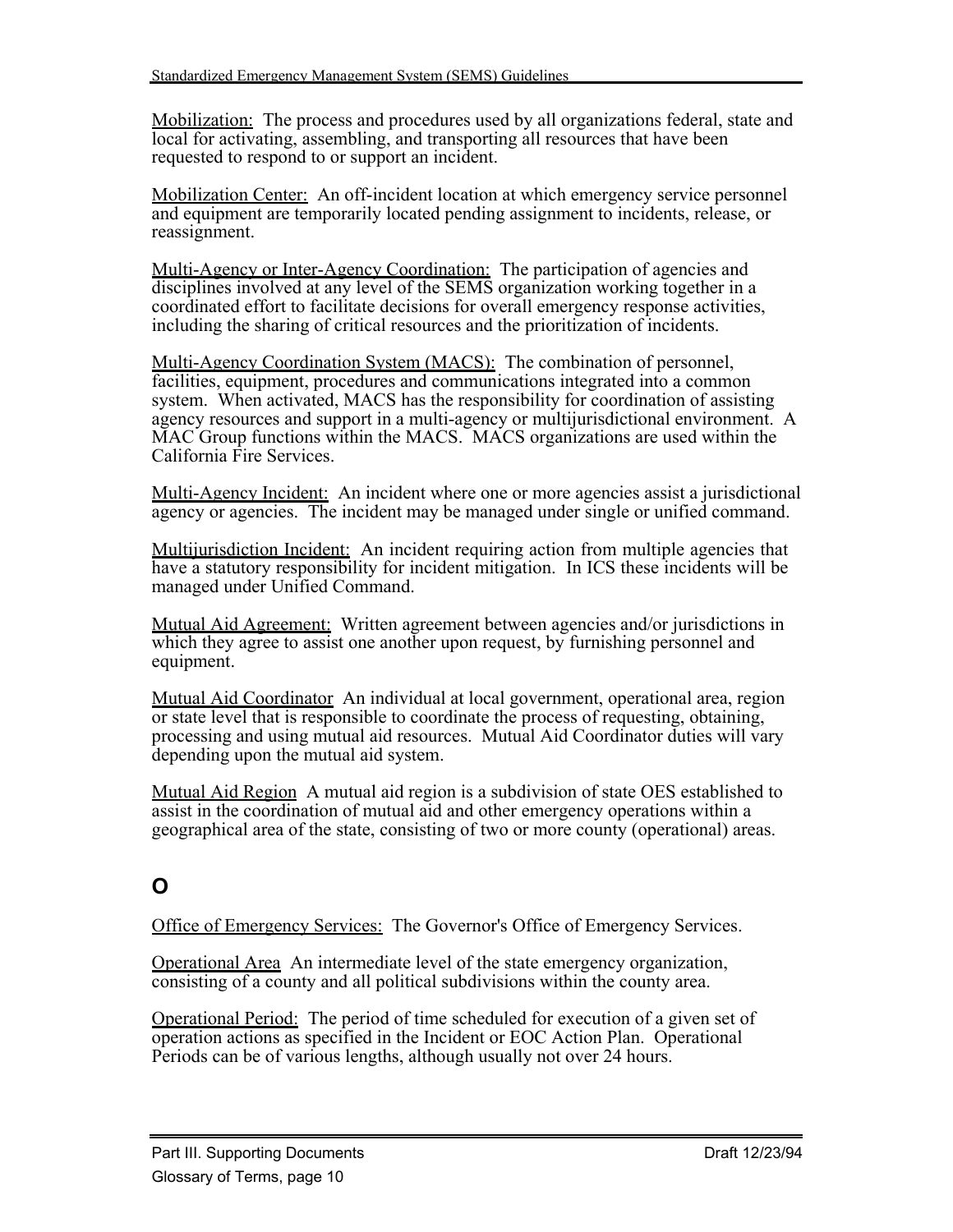Mobilization: The process and procedures used by all organizations federal, state and local for activating, assembling, and transporting all resources that have been requested to respond to or support an incident.

Mobilization Center: An off-incident location at which emergency service personnel and equipment are temporarily located pending assignment to incidents, release, or reassignment.

Multi-Agency or Inter-Agency Coordination: The participation of agencies and disciplines involved at any level of the SEMS organization working together in a coordinated effort to facilitate decisions for overall emergency response activities, including the sharing of critical resources and the prioritization of incidents.

Multi-Agency Coordination System (MACS): The combination of personnel, facilities, equipment, procedures and communications integrated into a common system. When activated, MACS has the responsibility for coordination of assisting agency resources and support in a multi-agency or multijurisdictional environment. A MAC Group functions within the MACS. MACS organizations are used within the California Fire Services.

Multi-Agency Incident: An incident where one or more agencies assist a jurisdictional agency or agencies. The incident may be managed under single or unified command.

Multijurisdiction Incident: An incident requiring action from multiple agencies that have a statutory responsibility for incident mitigation. In ICS these incidents will be managed under Unified Command.

Mutual Aid Agreement: Written agreement between agencies and/or jurisdictions in which they agree to assist one another upon request, by furnishing personnel and equipment.

Mutual Aid Coordinator An individual at local government, operational area, region or state level that is responsible to coordinate the process of requesting, obtaining, processing and using mutual aid resources. Mutual Aid Coordinator duties will vary depending upon the mutual aid system.

Mutual Aid Region A mutual aid region is a subdivision of state OES established to assist in the coordination of mutual aid and other emergency operations within a geographical area of the state, consisting of two or more county (operational) areas.

## O

Office of Emergency Services: The Governor's Office of Emergency Services.

Operational Area An intermediate level of the state emergency organization, consisting of a county and all political subdivisions within the county area.

Operational Period: The period of time scheduled for execution of a given set of operation actions as specified in the Incident or EOC Action Plan. Operational Periods can be of various lengths, although usually not over 24 hours.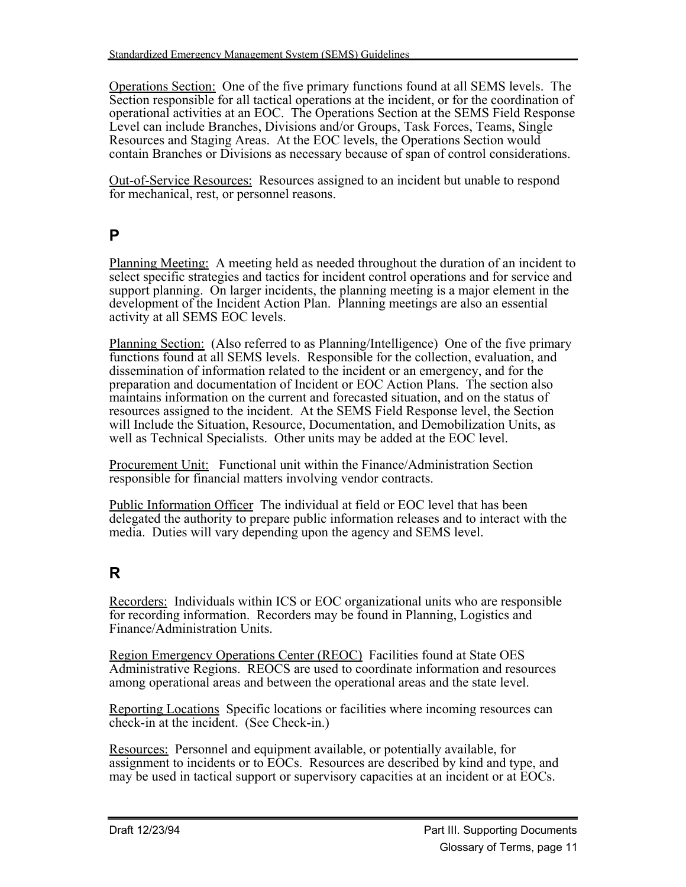Operations Section: One of the five primary functions found at all SEMS levels. The Section responsible for all tactical operations at the incident, or for the coordination of operational activities at an EOC. The Operations Section at the SEMS Field Response Level can include Branches, Divisions and/or Groups, Task Forces, Teams, Single Resources and Staging Areas. At the EOC levels, the Operations Section would contain Branches or Divisions as necessary because of span of control considerations.

Out-of-Service Resources: Resources assigned to an incident but unable to respond for mechanical, rest, or personnel reasons.

## P

Planning Meeting: A meeting held as needed throughout the duration of an incident to select specific strategies and tactics for incident control operations and for service and support planning. On larger incidents, the planning meeting is a major element in the development of the Incident Action Plan. Planning meetings are also an essential activity at all SEMS EOC levels.

Planning Section: (Also referred to as Planning/Intelligence) One of the five primary functions found at all SEMS levels. Responsible for the collection, evaluation, and dissemination of information related to the incident or an emergency, and for the preparation and documentation of Incident or EOC Action Plans. The section also maintains information on the current and forecasted situation, and on the status of resources assigned to the incident. At the SEMS Field Response level, the Section will Include the Situation, Resource, Documentation, and Demobilization Units, as well as Technical Specialists. Other units may be added at the EOC level.

Procurement Unit: Functional unit within the Finance/Administration Section responsible for financial matters involving vendor contracts.

Public Information Officer The individual at field or EOC level that has been delegated the authority to prepare public information releases and to interact with the media. Duties will vary depending upon the agency and SEMS level.

## R

Recorders: Individuals within ICS or EOC organizational units who are responsible for recording information. Recorders may be found in Planning, Logistics and Finance/Administration Units.

Region Emergency Operations Center (REOC) Facilities found at State OES Administrative Regions. REOCS are used to coordinate information and resources among operational areas and between the operational areas and the state level.

Reporting Locations Specific locations or facilities where incoming resources can check-in at the incident. (See Check-in.)

Resources: Personnel and equipment available, or potentially available, for assignment to incidents or to EOCs. Resources are described by kind and type, and may be used in tactical support or supervisory capacities at an incident or at EOCs.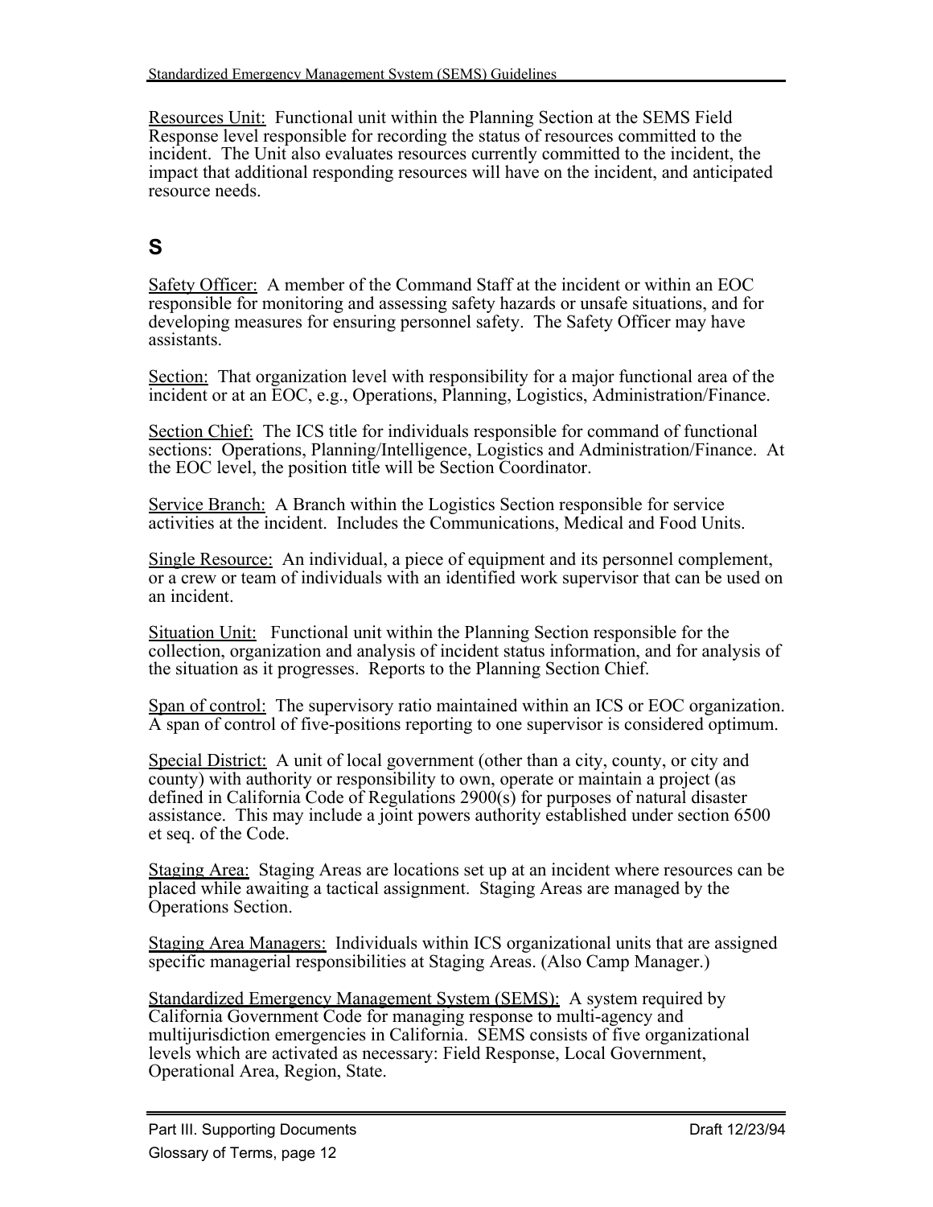Resources Unit: Functional unit within the Planning Section at the SEMS Field Response level responsible for recording the status of resources committed to the incident. The Unit also evaluates resources currently committed to the incident, the impact that additional responding resources will have on the incident, and anticipated resource needs.

## S

Safety Officer: A member of the Command Staff at the incident or within an EOC responsible for monitoring and assessing safety hazards or unsafe situations, and for developing measures for ensuring personnel safety. The Safety Officer may have assistants.

Section: That organization level with responsibility for a major functional area of the incident or at an EOC, e.g., Operations, Planning, Logistics, Administration/Finance.

Section Chief: The ICS title for individuals responsible for command of functional sections: Operations, Planning/Intelligence, Logistics and Administration/Finance. At the EOC level, the position title will be Section Coordinator.

Service Branch: A Branch within the Logistics Section responsible for service activities at the incident. Includes the Communications, Medical and Food Units.

Single Resource: An individual, a piece of equipment and its personnel complement, or a crew or team of individuals with an identified work supervisor that can be used on an incident.

Situation Unit: Functional unit within the Planning Section responsible for the collection, organization and analysis of incident status information, and for analysis of the situation as it progresses. Reports to the Planning Section Chief.

Span of control: The supervisory ratio maintained within an ICS or EOC organization. A span of control of five-positions reporting to one supervisor is considered optimum.

Special District: A unit of local government (other than a city, county, or city and county) with authority or responsibility to own, operate or maintain a project (as defined in California Code of Regulations 2900(s) for purposes of natural disaster assistance. This may include a joint powers authority established under section 6500 et seq. of the Code.

Staging Area: Staging Areas are locations set up at an incident where resources can be placed while awaiting a tactical assignment. Staging Areas are managed by the Operations Section.

Staging Area Managers: Individuals within ICS organizational units that are assigned specific managerial responsibilities at Staging Areas. (Also Camp Manager.)

Standardized Emergency Management System (SEMS): A system required by California Government Code for managing response to multi-agency and multijurisdiction emergencies in California. SEMS consists of five organizational levels which are activated as necessary: Field Response, Local Government, Operational Area, Region, State.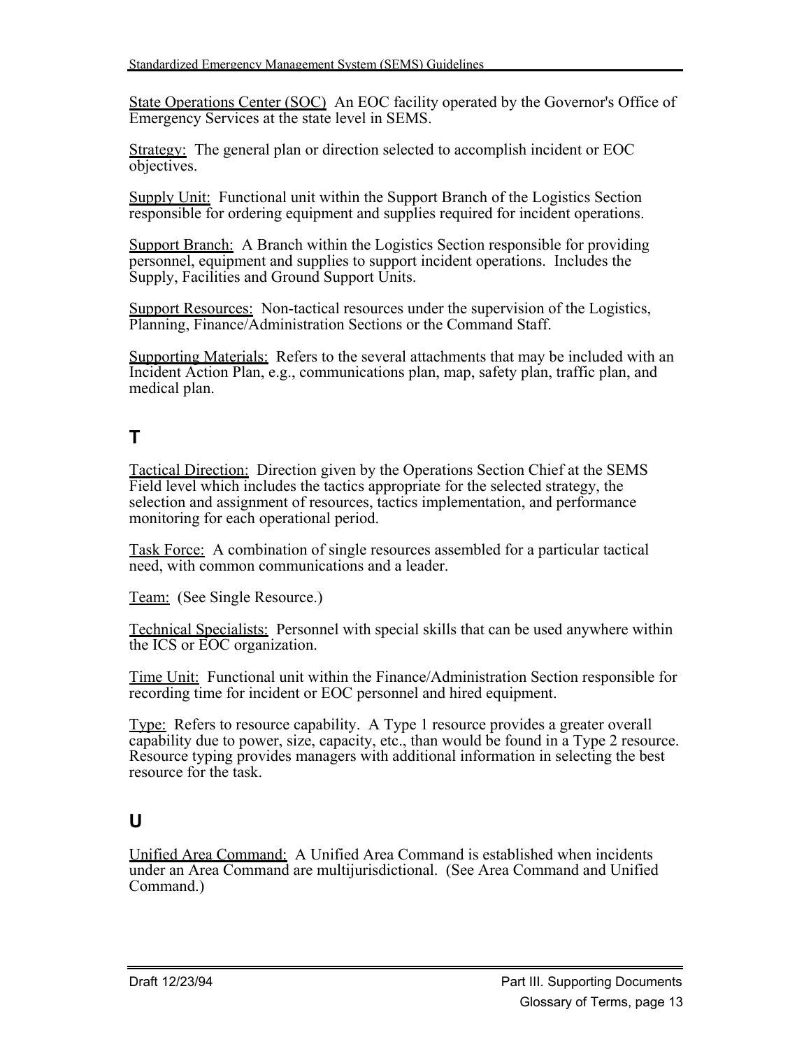<u>State Operations Center (SOC)</u> An EOC facility operated by the Governor's Office of Emergency Services at the state level in SEMS.

<u>Strategy:</u> The general plan or direction selected to accomplish incident or EOC objectives.

<u>Supply Unit:</u> Functional unit within the Support Branch of the Logistics Section responsible for ordering equipment and supplies required for incident operations.

<u>Support Branch:</u> A Branch within the Logistics Section responsible for providing personnel, equipment and supplies to support incident operations. Includes the Supply, Facilities and Ground Support Units.

<u>Support Resources:</u> Non-tactical resources under the supervision of the Logistics, Planning, Finance/Administration Sections or the Command Staff.

<u>Supporting Materials:</u> Refers to the several attachments that may be included with an Incident Action Plan, e.g., communications plan, map, safety plan, traffic plan, and medical plan.

## T

<u>Tactical Direction:</u> Direction given by the Operations Section Chief at the SEMS Field level which includes the tactics appropriate for the selected strategy, the selection and assignment of resources, tactics implementation, and performance monitoring for each operational period.

<u>Task Force:</u> A combination of single resources assembled for a particular tactical need, with common communications and a leader.

<u>Team:</u> (See Single Resource.)

<u>Technical Specialists:</u> Personnel with special skills that can be used anywhere within the ICS or EOC organization.

<u>Time Unit:</u> Functional unit within the Finance/Administration Section responsible for recording time for incident or EOC personnel and hired equipment.

<u>Type:</u> Refers to resource capability. A Type 1 resource provides a greater overall capability due to power, size, capacity, etc., than would be found in a Type 2 resource. Resource typing provides managers with additional information in selecting the best resource for the task.

## U

<u>Unified Area Command:</u> A Unified Area Command is established when incidents under an Area Command are multijurisdictional. (See Area Command and Unified Command.)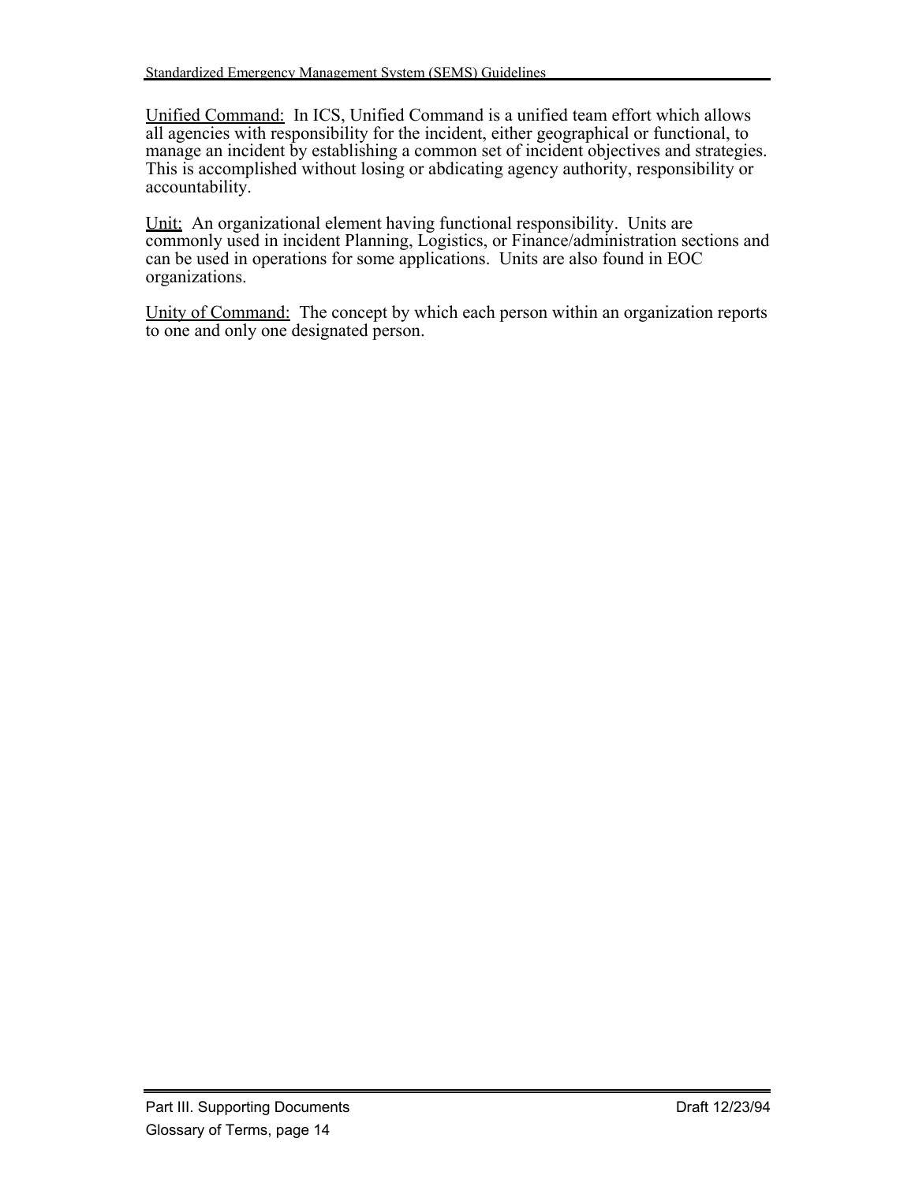<u>Unified Command:</u> In ICS, Unified Command is a unified team effort which allows all agencies with responsibility for the incident, either geographical or functional, to manage an incident by establishing a common set of incident objectives and strategies. This is accomplished without losing or abdicating agency authority, responsibility or accountability.

<u>Unit:</u> An organizational element having functional responsibility. Units are commonly used in incident Planning, Logistics, or Finance/administration sections and can be used in operations for some applications. Units are also found in EOC organizations.

<u>Unity of Command:</u> The concept by which each person within an organization reports to one and only one designated person.